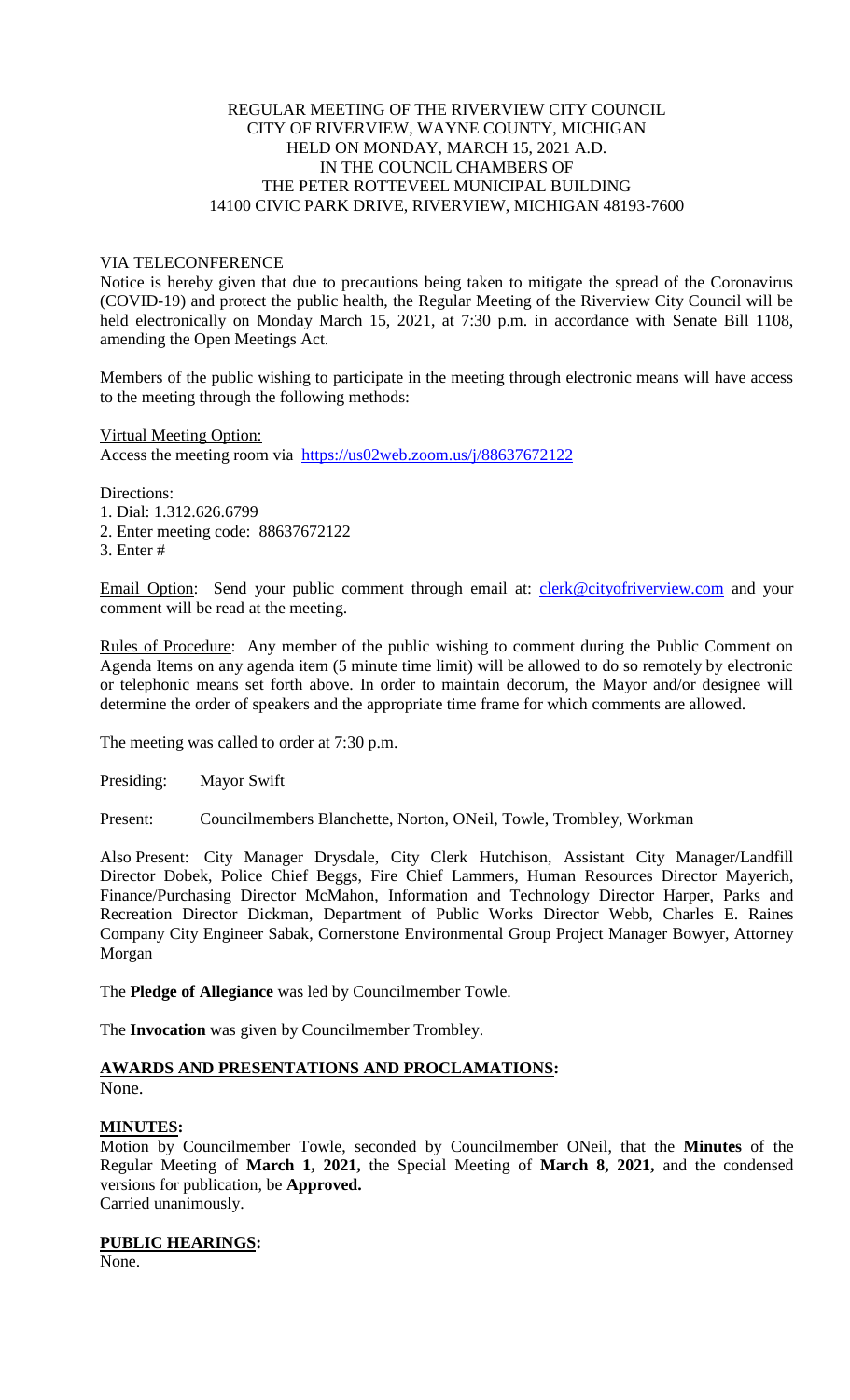REGULAR MEETING OF THE RIVERVIEW CITY COUNCIL
CITY OF RIVERVIEW, WAYNE COUNTY, MICHIGAN
HELD ON MONDAY, MARCH 15, 2021 A.D.
IN THE COUNCIL CHAMBERS OF
THE PETER ROTTEVEEL MUNICIPAL BUILDING
14100 CIVIC PARK DRIVE, RIVERVIEW, MICHIGAN 48193-7600

VIA TELECONFERENCE

Notice is hereby given that due to precautions being taken to mitigate the spread of the Coronavirus (COVID-19) and protect the public health, the Regular Meeting of the Riverview City Council will be held electronically on Monday March 15, 2021, at 7:30 p.m. in accordance with Senate Bill 1108, amending the Open Meetings Act.

Members of the public wishing to participate in the meeting through electronic means will have access to the meeting through the following methods:

Virtual Meeting Option:
Access the meeting room via https://us02web.zoom.us/j/88637672122

Directions:
1. Dial: 1.312.626.6799
2. Enter meeting code: 88637672122
3. Enter #

Email Option: Send your public comment through email at: clerk@cityofriverview.com and your comment will be read at the meeting.

Rules of Procedure: Any member of the public wishing to comment during the Public Comment on Agenda Items on any agenda item (5 minute time limit) will be allowed to do so remotely by electronic or telephonic means set forth above. In order to maintain decorum, the Mayor and/or designee will determine the order of speakers and the appropriate time frame for which comments are allowed.

The meeting was called to order at 7:30 p.m.

Presiding: Mayor Swift

Present: Councilmembers Blanchette, Norton, ONeil, Towle, Trombley, Workman

Also Present: City Manager Drysdale, City Clerk Hutchison, Assistant City Manager/Landfill Director Dobek, Police Chief Beggs, Fire Chief Lammers, Human Resources Director Mayerich, Finance/Purchasing Director McMahon, Information and Technology Director Harper, Parks and Recreation Director Dickman, Department of Public Works Director Webb, Charles E. Raines Company City Engineer Sabak, Cornerstone Environmental Group Project Manager Bowyer, Attorney Morgan

The **Pledge of Allegiance** was led by Councilmember Towle.

The **Invocation** was given by Councilmember Trombley.

**AWARDS AND PRESENTATIONS AND PROCLAMATIONS:**
None.

**MINUTES:**
Motion by Councilmember Towle, seconded by Councilmember ONeil, that the **Minutes** of the Regular Meeting of **March 1, 2021,** the Special Meeting of **March 8, 2021,** and the condensed versions for publication, be **Approved.**
Carried unanimously.

**PUBLIC HEARINGS:**
None.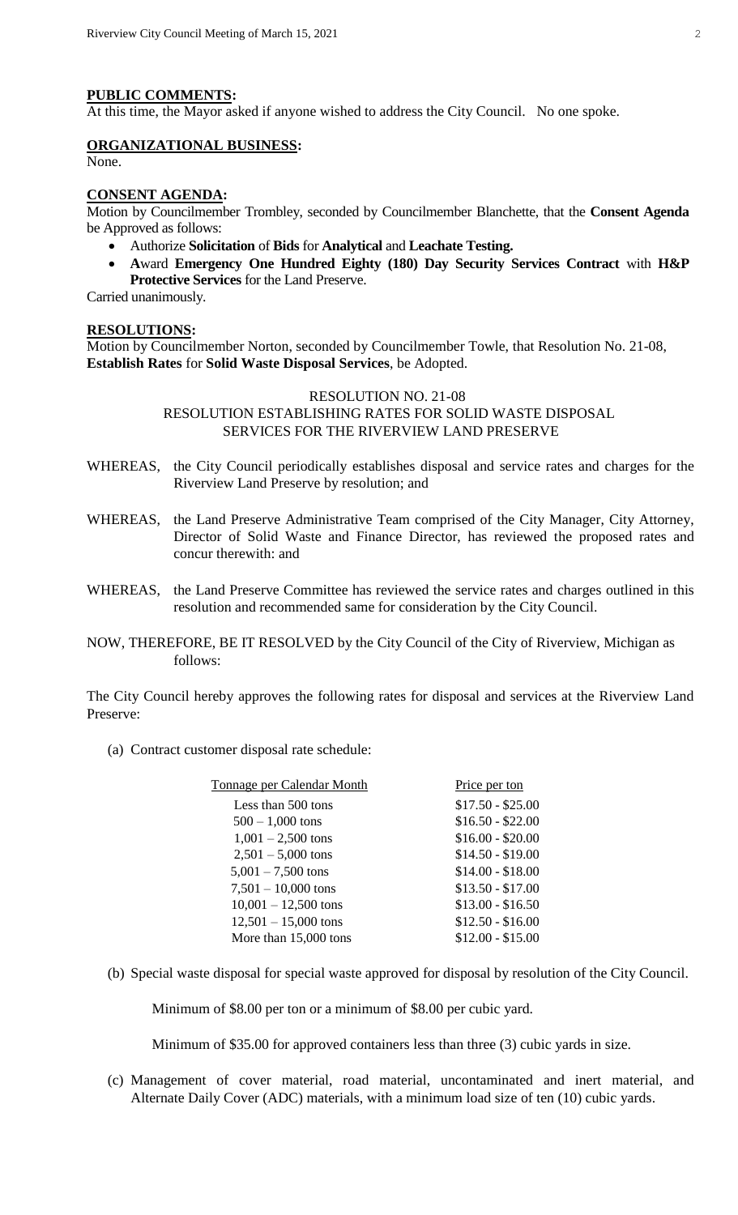**PUBLIC COMMENTS:**

At this time, the Mayor asked if anyone wished to address the City Council. No one spoke.

**ORGANIZATIONAL BUSINESS:**

None.

**CONSENT AGENDA:**

Motion by Councilmember Trombley, seconded by Councilmember Blanchette, that the **Consent Agenda** be Approved as follows:

- Authorize **Solicitation** of **Bids** for **Analytical** and **Leachate Testing.**
- **A**ward **Emergency One Hundred Eighty (180) Day Security Services Contract** with **H&P Protective Services** for the Land Preserve.

Carried unanimously.

**RESOLUTIONS:**

Motion by Councilmember Norton, seconded by Councilmember Towle, that Resolution No. 21-08, **Establish Rates** for **Solid Waste Disposal Services**, be Adopted.

RESOLUTION NO. 21-08
RESOLUTION ESTABLISHING RATES FOR SOLID WASTE DISPOSAL SERVICES FOR THE RIVERVIEW LAND PRESERVE

WHEREAS, the City Council periodically establishes disposal and service rates and charges for the Riverview Land Preserve by resolution; and

WHEREAS, the Land Preserve Administrative Team comprised of the City Manager, City Attorney, Director of Solid Waste and Finance Director, has reviewed the proposed rates and concur therewith: and

WHEREAS, the Land Preserve Committee has reviewed the service rates and charges outlined in this resolution and recommended same for consideration by the City Council.

NOW, THEREFORE, BE IT RESOLVED by the City Council of the City of Riverview, Michigan as follows:

The City Council hereby approves the following rates for disposal and services at the Riverview Land Preserve:

(a) Contract customer disposal rate schedule:

| Tonnage per Calendar Month | Price per ton |
|---|---|
| Less than 500 tons | $17.50 - $25.00 |
| 500 – 1,000 tons | $16.50 - $22.00 |
| 1,001 – 2,500 tons | $16.00 - $20.00 |
| 2,501 – 5,000 tons | $14.50 - $19.00 |
| 5,001 – 7,500 tons | $14.00 - $18.00 |
| 7,501 – 10,000 tons | $13.50 - $17.00 |
| 10,001 – 12,500 tons | $13.00 - $16.50 |
| 12,501 – 15,000 tons | $12.50 - $16.00 |
| More than 15,000 tons | $12.00 - $15.00 |

(b) Special waste disposal for special waste approved for disposal by resolution of the City Council.

Minimum of $8.00 per ton or a minimum of $8.00 per cubic yard.

Minimum of $35.00 for approved containers less than three (3) cubic yards in size.

(c) Management of cover material, road material, uncontaminated and inert material, and Alternate Daily Cover (ADC) materials, with a minimum load size of ten (10) cubic yards.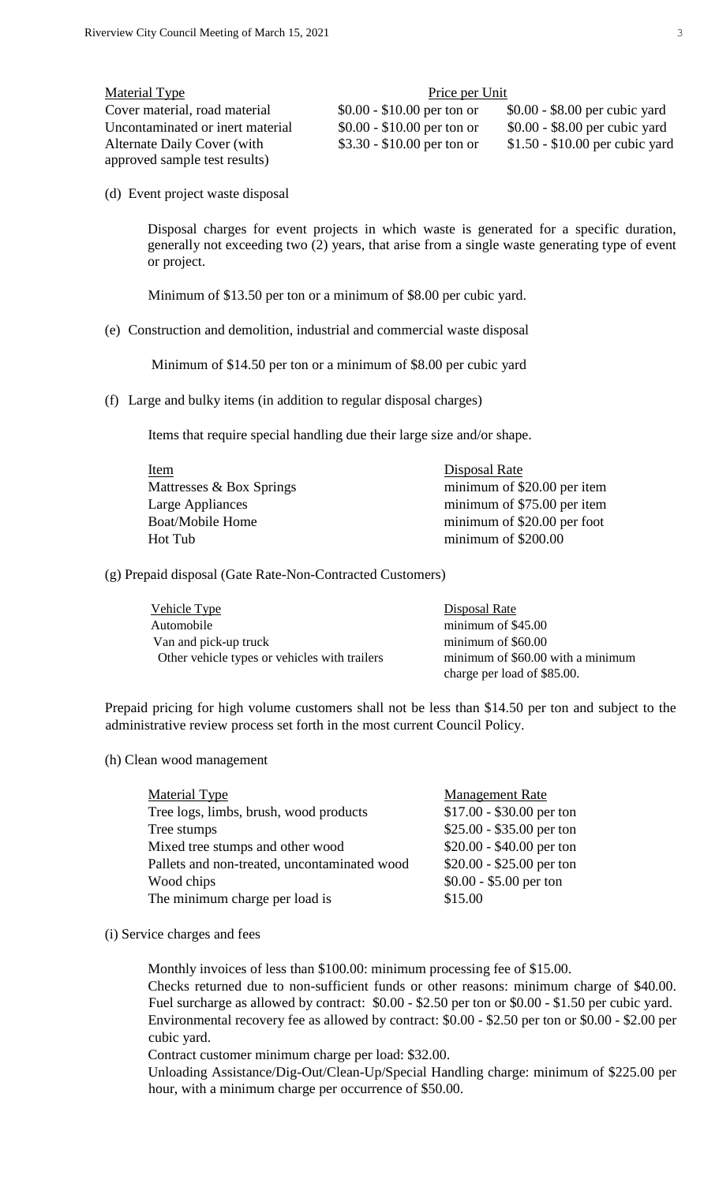| Material Type | Price per Unit | |
|---|---|---|
| Cover material, road material | $0.00 - $10.00 per ton or | $0.00 - $8.00 per cubic yard |
| Uncontaminated or inert material | $0.00 - $10.00 per ton or | $0.00 - $8.00 per cubic yard |
| Alternate Daily Cover (with approved sample test results) | $3.30 - $10.00 per ton or | $1.50 - $10.00 per cubic yard |

(d) Event project waste disposal

Disposal charges for event projects in which waste is generated for a specific duration, generally not exceeding two (2) years, that arise from a single waste generating type of event or project.

Minimum of $13.50 per ton or a minimum of $8.00 per cubic yard.

(e) Construction and demolition, industrial and commercial waste disposal

Minimum of $14.50 per ton or a minimum of $8.00 per cubic yard

(f) Large and bulky items (in addition to regular disposal charges)

Items that require special handling due their large size and/or shape.

| Item | Disposal Rate |
|---|---|
| Mattresses & Box Springs | minimum of $20.00 per item |
| Large Appliances | minimum of $75.00 per item |
| Boat/Mobile Home | minimum of $20.00 per foot |
| Hot Tub | minimum of $200.00 |

(g) Prepaid disposal (Gate Rate-Non-Contracted Customers)

| Vehicle Type | Disposal Rate |
|---|---|
| Automobile | minimum of $45.00 |
| Van and pick-up truck | minimum of $60.00 |
| Other vehicle types or vehicles with trailers | minimum of $60.00 with a minimum charge per load of $85.00. |

Prepaid pricing for high volume customers shall not be less than $14.50 per ton and subject to the administrative review process set forth in the most current Council Policy.

(h) Clean wood management

| Material Type | Management Rate |
|---|---|
| Tree logs, limbs, brush, wood products | $17.00 - $30.00 per ton |
| Tree stumps | $25.00 - $35.00 per ton |
| Mixed tree stumps and other wood | $20.00 - $40.00 per ton |
| Pallets and non-treated, uncontaminated wood | $20.00 - $25.00 per ton |
| Wood chips | $0.00 - $5.00 per ton |
| The minimum charge per load is | $15.00 |

(i) Service charges and fees

Monthly invoices of less than $100.00: minimum processing fee of $15.00.

Checks returned due to non-sufficient funds or other reasons: minimum charge of $40.00.

Fuel surcharge as allowed by contract: $0.00 - $2.50 per ton or $0.00 - $1.50 per cubic yard.

Environmental recovery fee as allowed by contract: $0.00 - $2.50 per ton or $0.00 - $2.00 per cubic yard.

Contract customer minimum charge per load: $32.00.

Unloading Assistance/Dig-Out/Clean-Up/Special Handling charge: minimum of $225.00 per hour, with a minimum charge per occurrence of $50.00.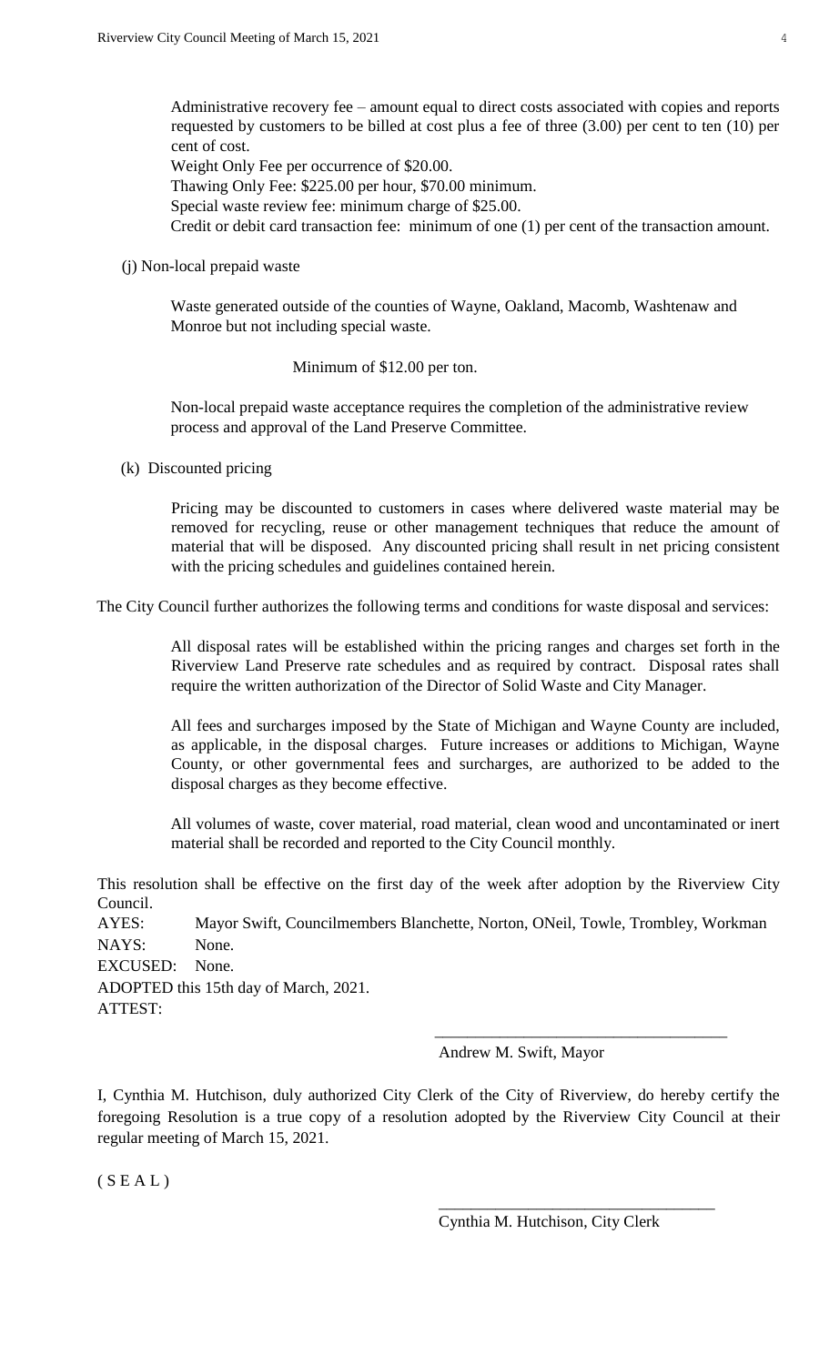Administrative recovery fee – amount equal to direct costs associated with copies and reports requested by customers to be billed at cost plus a fee of three (3.00) per cent to ten (10) per cent of cost.
Weight Only Fee per occurrence of $20.00.
Thawing Only Fee: $225.00 per hour, $70.00 minimum.
Special waste review fee: minimum charge of $25.00.
Credit or debit card transaction fee: minimum of one (1) per cent of the transaction amount.

(j) Non-local prepaid waste

Waste generated outside of the counties of Wayne, Oakland, Macomb, Washtenaw and Monroe but not including special waste.

Minimum of $12.00 per ton.

Non-local prepaid waste acceptance requires the completion of the administrative review process and approval of the Land Preserve Committee.

(k) Discounted pricing

Pricing may be discounted to customers in cases where delivered waste material may be removed for recycling, reuse or other management techniques that reduce the amount of material that will be disposed. Any discounted pricing shall result in net pricing consistent with the pricing schedules and guidelines contained herein.

The City Council further authorizes the following terms and conditions for waste disposal and services:

All disposal rates will be established within the pricing ranges and charges set forth in the Riverview Land Preserve rate schedules and as required by contract. Disposal rates shall require the written authorization of the Director of Solid Waste and City Manager.

All fees and surcharges imposed by the State of Michigan and Wayne County are included, as applicable, in the disposal charges. Future increases or additions to Michigan, Wayne County, or other governmental fees and surcharges, are authorized to be added to the disposal charges as they become effective.

All volumes of waste, cover material, road material, clean wood and uncontaminated or inert material shall be recorded and reported to the City Council monthly.

This resolution shall be effective on the first day of the week after adoption by the Riverview City Council.

AYES: Mayor Swift, Councilmembers Blanchette, Norton, ONeil, Towle, Trombley, Workman
NAYS: None.
EXCUSED: None.
ADOPTED this 15th day of March, 2021.
ATTEST:

\_\_\_\_\_\_\_\_\_\_\_\_\_\_\_\_\_\_\_\_\_\_\_\_\_\_\_\_\_\_\_\_\_\_\_\_
Andrew M. Swift, Mayor

I, Cynthia M. Hutchison, duly authorized City Clerk of the City of Riverview, do hereby certify the foregoing Resolution is a true copy of a resolution adopted by the Riverview City Council at their regular meeting of March 15, 2021.

( S E A L )

\_\_\_\_\_\_\_\_\_\_\_\_\_\_\_\_\_\_\_\_\_\_\_\_\_\_\_\_\_\_\_\_\_\_\_\_
Cynthia M. Hutchison, City Clerk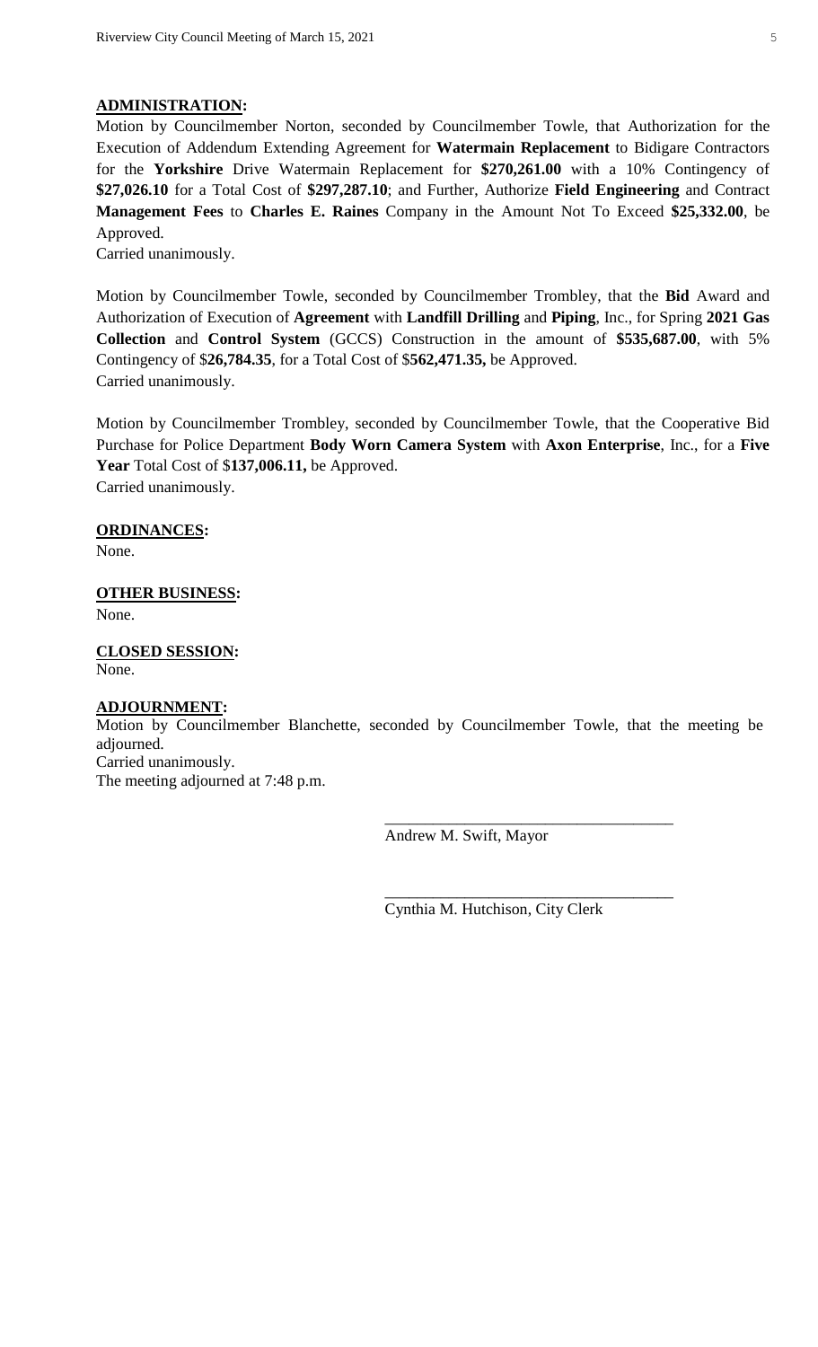**ADMINISTRATION:**

Motion by Councilmember Norton, seconded by Councilmember Towle, that Authorization for the Execution of Addendum Extending Agreement for **Watermain Replacement** to Bidigare Contractors for the **Yorkshire** Drive Watermain Replacement for **$270,261.00** with a 10% Contingency of **$27,026.10** for a Total Cost of **$297,287.10**; and Further, Authorize **Field Engineering** and Contract **Management Fees** to **Charles E. Raines** Company in the Amount Not To Exceed **$25,332.00**, be Approved.
Carried unanimously.

Motion by Councilmember Towle, seconded by Councilmember Trombley, that the **Bid** Award and Authorization of Execution of **Agreement** with **Landfill Drilling** and **Piping**, Inc., for Spring **2021 Gas Collection** and **Control System** (GCCS) Construction in the amount of **$535,687.00**, with 5% Contingency of $**26,784.35**, for a Total Cost of $**562,471.35,** be Approved.
Carried unanimously.

Motion by Councilmember Trombley, seconded by Councilmember Towle, that the Cooperative Bid Purchase for Police Department **Body Worn Camera System** with **Axon Enterprise**, Inc., for a **Five Year** Total Cost of $**137,006.11,** be Approved.
Carried unanimously.

**ORDINANCES:**

None.

**OTHER BUSINESS:**

None.

**CLOSED SESSION:**

None.

**ADJOURNMENT:**

Motion by Councilmember Blanchette, seconded by Councilmember Towle, that the meeting be adjourned.
Carried unanimously.
The meeting adjourned at 7:48 p.m.

\_\_\_\_\_\_\_\_\_\_\_\_\_\_\_\_\_\_\_\_\_\_\_\_\_\_\_\_\_\_\_\_\_\_\_\_
Andrew M. Swift, Mayor

\_\_\_\_\_\_\_\_\_\_\_\_\_\_\_\_\_\_\_\_\_\_\_\_\_\_\_\_\_\_\_\_\_\_\_\_
Cynthia M. Hutchison, City Clerk